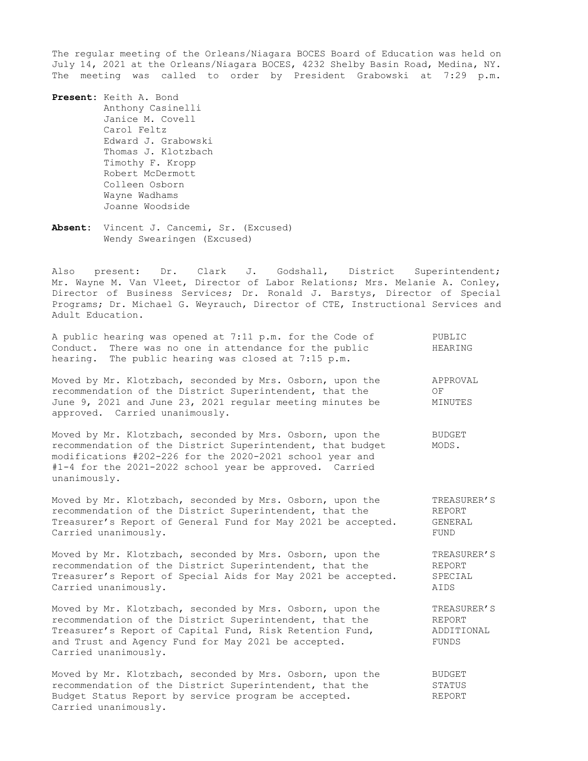The regular meeting of the Orleans/Niagara BOCES Board of Education was held on July 14, 2021 at the Orleans/Niagara BOCES, 4232 Shelby Basin Road, Medina, NY. The meeting was called to order by President Grabowski at 7:29 p.m.

**Present**: Keith A. Bond
Anthony Casinelli
Janice M. Covell
Carol Feltz
Edward J. Grabowski
Thomas J. Klotzbach
Timothy F. Kropp
Robert McDermott
Colleen Osborn
Wayne Wadhams
Joanne Woodside

**Absent**: Vincent J. Cancemi, Sr. (Excused)
Wendy Swearingen (Excused)

Also present: Dr. Clark J. Godshall, District Superintendent; Mr. Wayne M. Van Vleet, Director of Labor Relations; Mrs. Melanie A. Conley, Director of Business Services; Dr. Ronald J. Barstys, Director of Special Programs; Dr. Michael G. Weyrauch, Director of CTE, Instructional Services and Adult Education.

PUBLIC HEARING

A public hearing was opened at 7:11 p.m. for the Code of Conduct. There was no one in attendance for the public hearing. The public hearing was closed at 7:15 p.m.

APPROVAL OF MINUTES

Moved by Mr. Klotzbach, seconded by Mrs. Osborn, upon the recommendation of the District Superintendent, that the June 9, 2021 and June 23, 2021 regular meeting minutes be approved. Carried unanimously.

BUDGET MODS.

Moved by Mr. Klotzbach, seconded by Mrs. Osborn, upon the recommendation of the District Superintendent, that budget modifications #202-226 for the 2020-2021 school year and #1-4 for the 2021-2022 school year be approved. Carried unanimously.

TREASURER'S REPORT GENERAL FUND

Moved by Mr. Klotzbach, seconded by Mrs. Osborn, upon the recommendation of the District Superintendent, that the Treasurer's Report of General Fund for May 2021 be accepted. Carried unanimously.

TREASURER'S REPORT SPECIAL AIDS

Moved by Mr. Klotzbach, seconded by Mrs. Osborn, upon the recommendation of the District Superintendent, that the Treasurer's Report of Special Aids for May 2021 be accepted. Carried unanimously.

TREASURER'S REPORT ADDITIONAL FUNDS

Moved by Mr. Klotzbach, seconded by Mrs. Osborn, upon the recommendation of the District Superintendent, that the Treasurer's Report of Capital Fund, Risk Retention Fund, and Trust and Agency Fund for May 2021 be accepted. Carried unanimously.

BUDGET STATUS REPORT

Moved by Mr. Klotzbach, seconded by Mrs. Osborn, upon the recommendation of the District Superintendent, that the Budget Status Report by service program be accepted. Carried unanimously.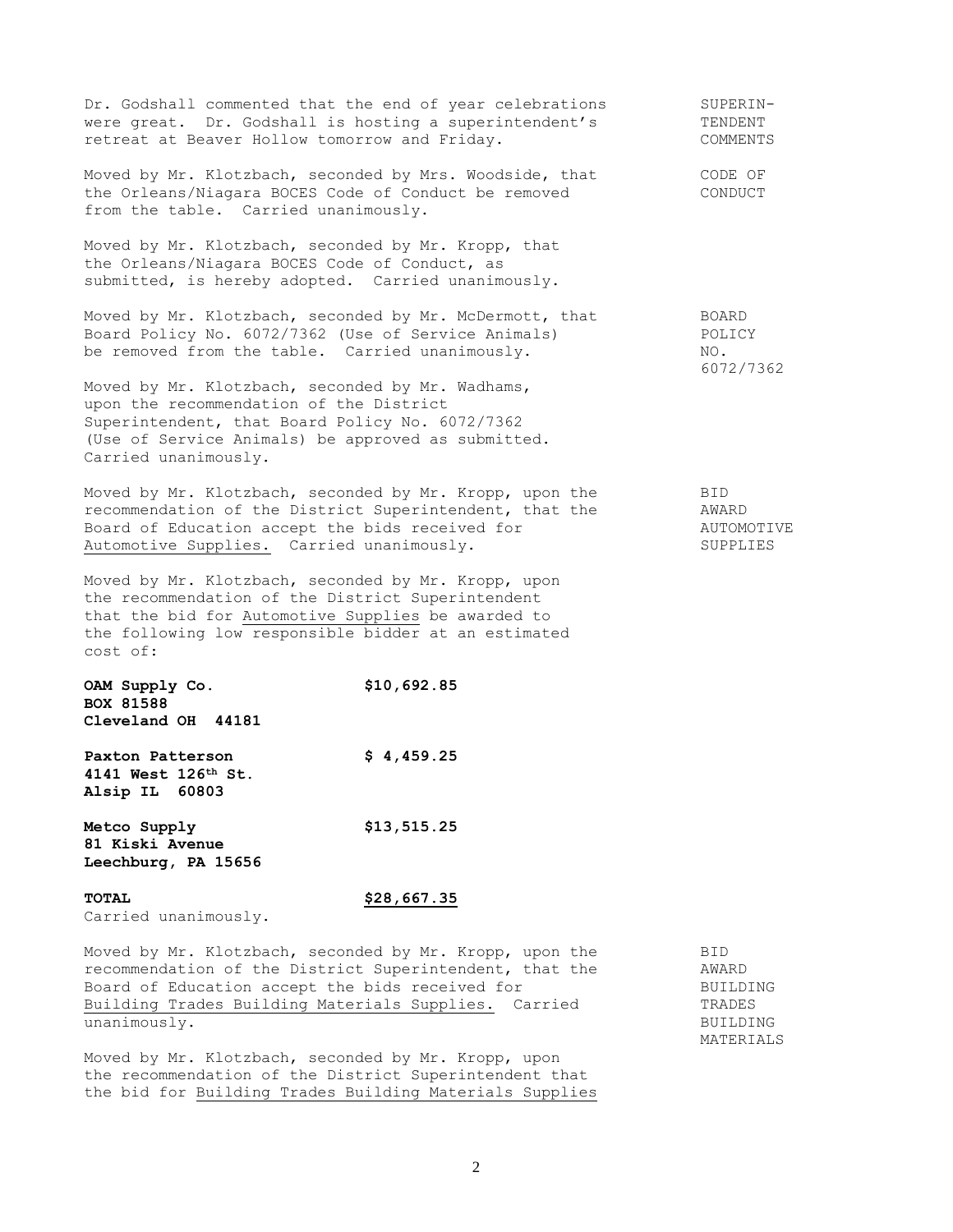Dr. Godshall commented that the end of year celebrations were great. Dr. Godshall is hosting a superintendent's retreat at Beaver Hollow tomorrow and Friday.

SUPERINTENDENT COMMENTS

Moved by Mr. Klotzbach, seconded by Mrs. Woodside, that the Orleans/Niagara BOCES Code of Conduct be removed from the table. Carried unanimously.

CODE OF CONDUCT

Moved by Mr. Klotzbach, seconded by Mr. Kropp, that the Orleans/Niagara BOCES Code of Conduct, as submitted, is hereby adopted. Carried unanimously.

Moved by Mr. Klotzbach, seconded by Mr. McDermott, that Board Policy No. 6072/7362 (Use of Service Animals) be removed from the table. Carried unanimously.

BOARD POLICY NO. 6072/7362

Moved by Mr. Klotzbach, seconded by Mr. Wadhams, upon the recommendation of the District Superintendent, that Board Policy No. 6072/7362 (Use of Service Animals) be approved as submitted. Carried unanimously.

Moved by Mr. Klotzbach, seconded by Mr. Kropp, upon the recommendation of the District Superintendent, that the Board of Education accept the bids received for Automotive Supplies. Carried unanimously.

BID AWARD AUTOMOTIVE SUPPLIES

Moved by Mr. Klotzbach, seconded by Mr. Kropp, upon the recommendation of the District Superintendent that the bid for Automotive Supplies be awarded to the following low responsible bidder at an estimated cost of:

| | |
|---|---|
| **OAM Supply Co.**<br>**BOX 81588**<br>**Cleveland OH 44181** | **$10,692.85** |
| **Paxton Patterson**<br>**4141 West 126th St.**<br>**Alsip IL 60803** | **$ 4,459.25** |
| **Metco Supply**<br>**81 Kiski Avenue**<br>**Leechburg, PA 15656** | **$13,515.25** |
| **TOTAL** | **$28,667.35** |

Carried unanimously.

Moved by Mr. Klotzbach, seconded by Mr. Kropp, upon the recommendation of the District Superintendent, that the Board of Education accept the bids received for Building Trades Building Materials Supplies. Carried unanimously.

BID AWARD BUILDING TRADES BUILDING MATERIALS

Moved by Mr. Klotzbach, seconded by Mr. Kropp, upon the recommendation of the District Superintendent that the bid for Building Trades Building Materials Supplies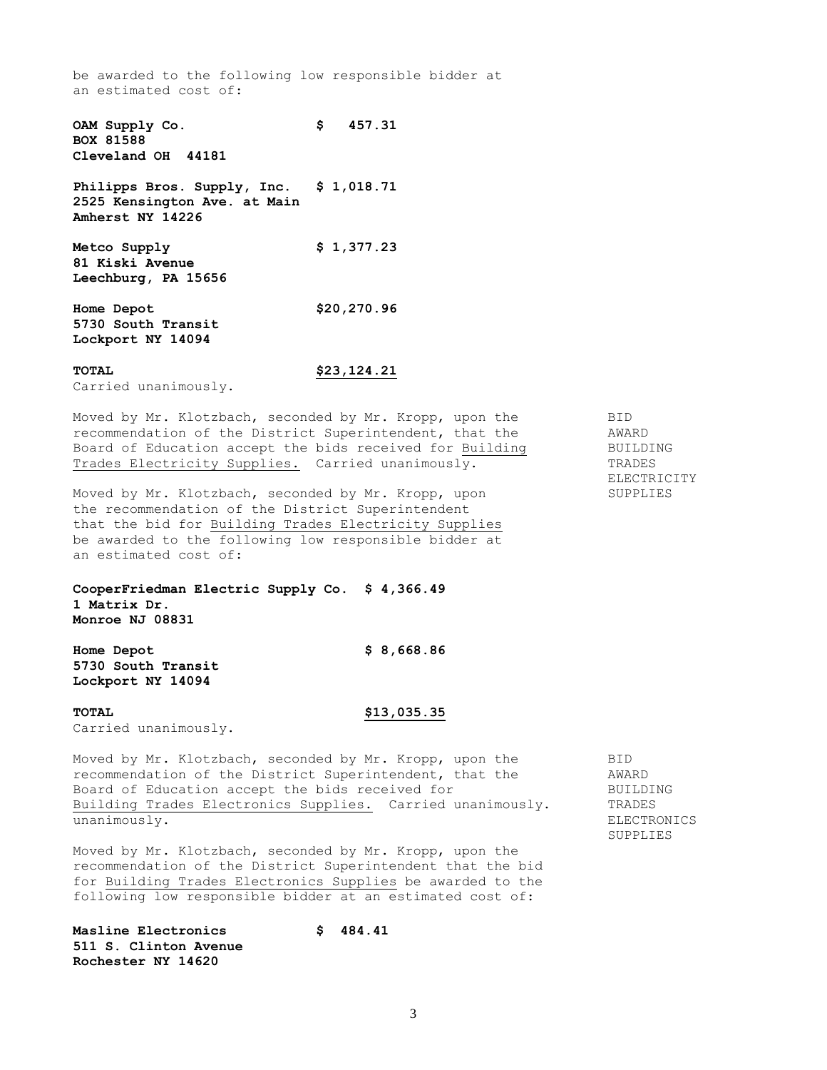be awarded to the following low responsible bidder at an estimated cost of:

| | |
|---|---|
| **OAM Supply Co.**<br>**BOX 81588**<br>**Cleveland OH 44181** | **$ 457.31** |
| **Philipps Bros. Supply, Inc.**<br>**2525 Kensington Ave. at Main**<br>**Amherst NY 14226** | **$ 1,018.71** |
| **Metco Supply**<br>**81 Kiski Avenue**<br>**Leechburg, PA 15656** | **$ 1,377.23** |
| **Home Depot**<br>**5730 South Transit**<br>**Lockport NY 14094** | **$20,270.96** |
| **TOTAL** | **$23,124.21** |

Carried unanimously.

BID AWARD BUILDING TRADES ELECTRICITY SUPPLIES

Moved by Mr. Klotzbach, seconded by Mr. Kropp, upon the recommendation of the District Superintendent, that the Board of Education accept the bids received for Building Trades Electricity Supplies. Carried unanimously.

Moved by Mr. Klotzbach, seconded by Mr. Kropp, upon the recommendation of the District Superintendent that the bid for Building Trades Electricity Supplies be awarded to the following low responsible bidder at an estimated cost of:

| | |
|---|---|
| **CooperFriedman Electric Supply Co.**<br>**1 Matrix Dr.**<br>**Monroe NJ 08831** | **$ 4,366.49** |
| **Home Depot**<br>**5730 South Transit**<br>**Lockport NY 14094** | **$ 8,668.86** |
| **TOTAL** | **$13,035.35** |

Carried unanimously.

BID AWARD BUILDING TRADES ELECTRONICS SUPPLIES

Moved by Mr. Klotzbach, seconded by Mr. Kropp, upon the recommendation of the District Superintendent, that the Board of Education accept the bids received for Building Trades Electronics Supplies. Carried unanimously. unanimously.

Moved by Mr. Klotzbach, seconded by Mr. Kropp, upon the recommendation of the District Superintendent that the bid for Building Trades Electronics Supplies be awarded to the following low responsible bidder at an estimated cost of:

| | |
|---|---|
| **Masline Electronics**<br>**511 S. Clinton Avenue**<br>**Rochester NY 14620** | **$ 484.41** |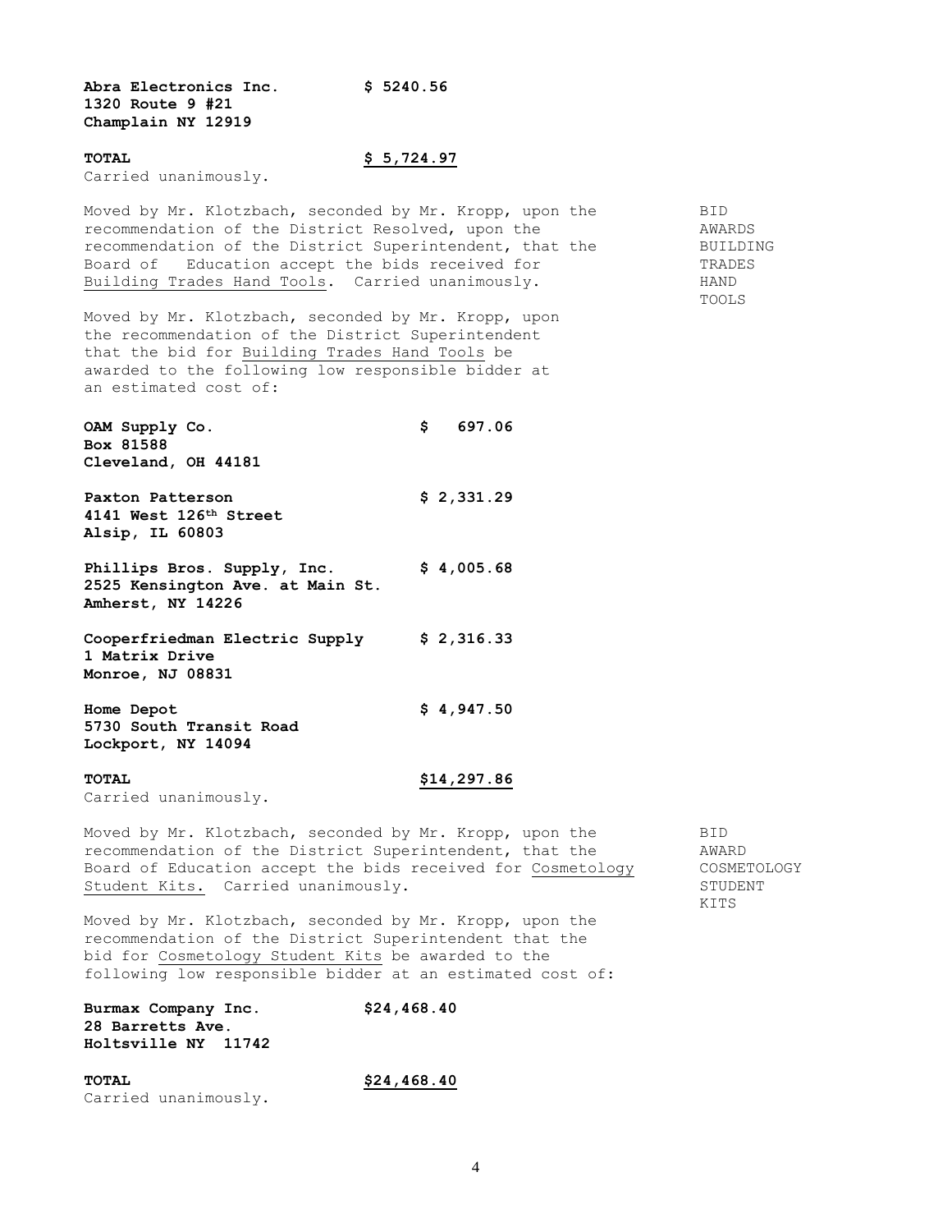**Abra Electronics Inc.** **$ 5240.56**
**1320 Route 9 #21**
**Champlain NY 12919**

**TOTAL** **$ 5,724.97**
Carried unanimously.

BID AWARDS BUILDING TRADES HAND TOOLS

Moved by Mr. Klotzbach, seconded by Mr. Kropp, upon the recommendation of the District Resolved, upon the recommendation of the District Superintendent, that the Board of Education accept the bids received for Building Trades Hand Tools. Carried unanimously.

Moved by Mr. Klotzbach, seconded by Mr. Kropp, upon the recommendation of the District Superintendent that the bid for Building Trades Hand Tools be awarded to the following low responsible bidder at an estimated cost of:

**OAM Supply Co.** **$ 697.06**
**Box 81588**
**Cleveland, OH 44181**

**Paxton Patterson** **$ 2,331.29**
**4141 West 126th Street**
**Alsip, IL 60803**

**Phillips Bros. Supply, Inc.** **$ 4,005.68**
**2525 Kensington Ave. at Main St.**
**Amherst, NY 14226**

**Cooperfriedman Electric Supply** **$ 2,316.33**
**1 Matrix Drive**
**Monroe, NJ 08831**

**Home Depot** **$ 4,947.50**
**5730 South Transit Road**
**Lockport, NY 14094**

**TOTAL** **$14,297.86**
Carried unanimously.

BID AWARD COSMETOLOGY STUDENT KITS

Moved by Mr. Klotzbach, seconded by Mr. Kropp, upon the recommendation of the District Superintendent, that the Board of Education accept the bids received for Cosmetology Student Kits. Carried unanimously.

Moved by Mr. Klotzbach, seconded by Mr. Kropp, upon the recommendation of the District Superintendent that the bid for Cosmetology Student Kits be awarded to the following low responsible bidder at an estimated cost of:

**Burmax Company Inc.** **$24,468.40**
**28 Barretts Ave.**
**Holtsville NY 11742**

**TOTAL** **$24,468.40**
Carried unanimously.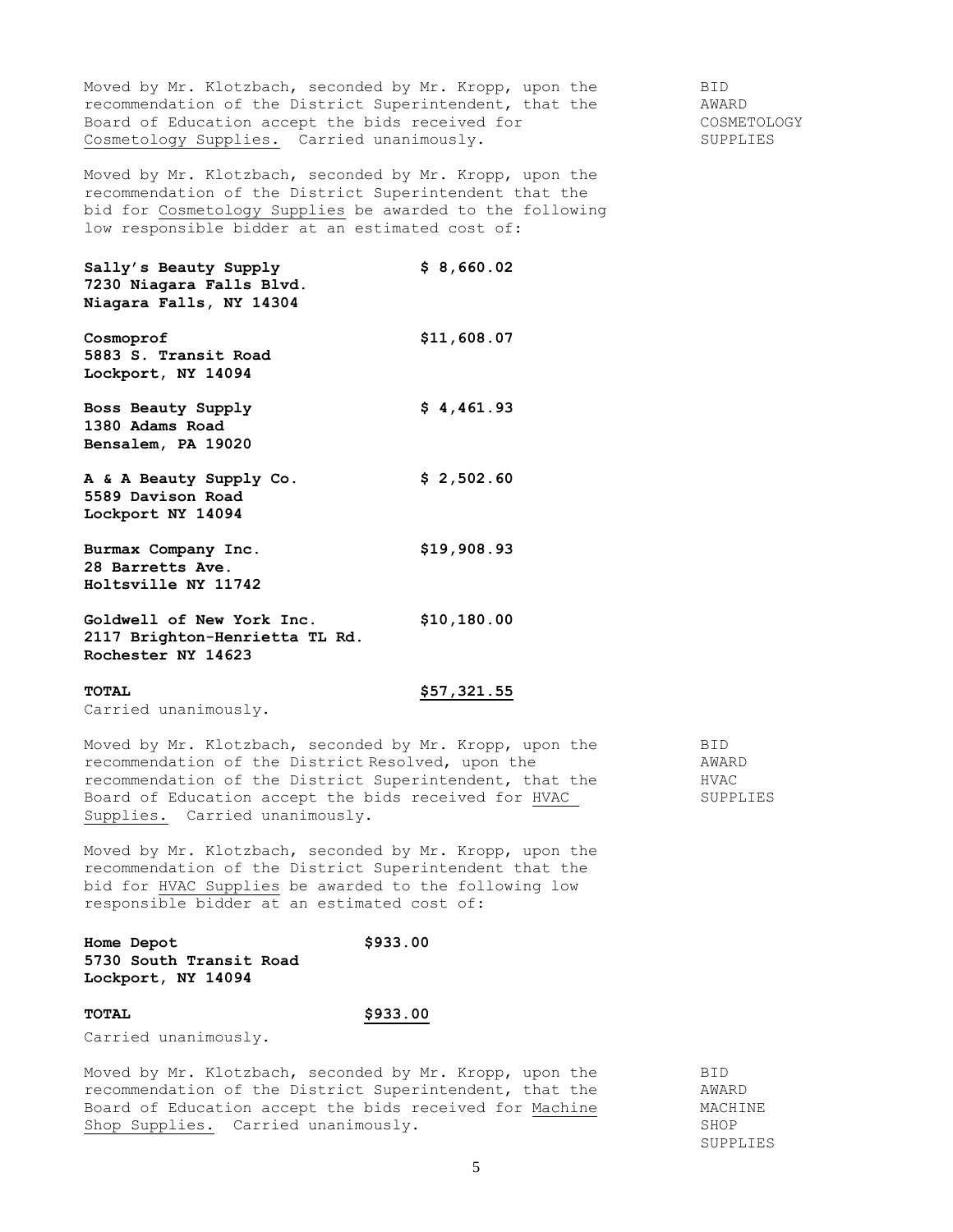Moved by Mr. Klotzbach, seconded by Mr. Kropp, upon the recommendation of the District Superintendent, that the Board of Education accept the bids received for <u>Cosmetology Supplies.</u> Carried unanimously.

BID AWARD COSMETOLOGY SUPPLIES

Moved by Mr. Klotzbach, seconded by Mr. Kropp, upon the recommendation of the District Superintendent that the bid for <u>Cosmetology Supplies</u> be awarded to the following low responsible bidder at an estimated cost of:

| | |
|---|---|
| **Sally's Beauty Supply**<br>**7230 Niagara Falls Blvd.**<br>**Niagara Falls, NY 14304** | **$ 8,660.02** |
| **Cosmoprof**<br>**5883 S. Transit Road**<br>**Lockport, NY 14094** | **$11,608.07** |
| **Boss Beauty Supply**<br>**1380 Adams Road**<br>**Bensalem, PA 19020** | **$ 4,461.93** |
| **A & A Beauty Supply Co.**<br>**5589 Davison Road**<br>**Lockport NY 14094** | **$ 2,502.60** |
| **Burmax Company Inc.**<br>**28 Barretts Ave.**<br>**Holtsville NY 11742** | **$19,908.93** |
| **Goldwell of New York Inc.**<br>**2117 Brighton-Henrietta TL Rd.**<br>**Rochester NY 14623** | **$10,180.00** |
| **TOTAL** | **<u>$57,321.55</u>** |

Carried unanimously.

Moved by Mr. Klotzbach, seconded by Mr. Kropp, upon the recommendation of the District Resolved, upon the recommendation of the District Superintendent, that the Board of Education accept the bids received for <u>HVAC Supplies.</u> Carried unanimously.

BID AWARD HVAC SUPPLIES

Moved by Mr. Klotzbach, seconded by Mr. Kropp, upon the recommendation of the District Superintendent that the bid for <u>HVAC Supplies</u> be awarded to the following low responsible bidder at an estimated cost of:

| | |
|---|---|
| **Home Depot**<br>**5730 South Transit Road**<br>**Lockport, NY 14094** | **$933.00** |
| **TOTAL** | **<u>$933.00</u>** |

Carried unanimously.

Moved by Mr. Klotzbach, seconded by Mr. Kropp, upon the recommendation of the District Superintendent, that the Board of Education accept the bids received for <u>Machine Shop Supplies.</u> Carried unanimously.

BID AWARD MACHINE SHOP SUPPLIES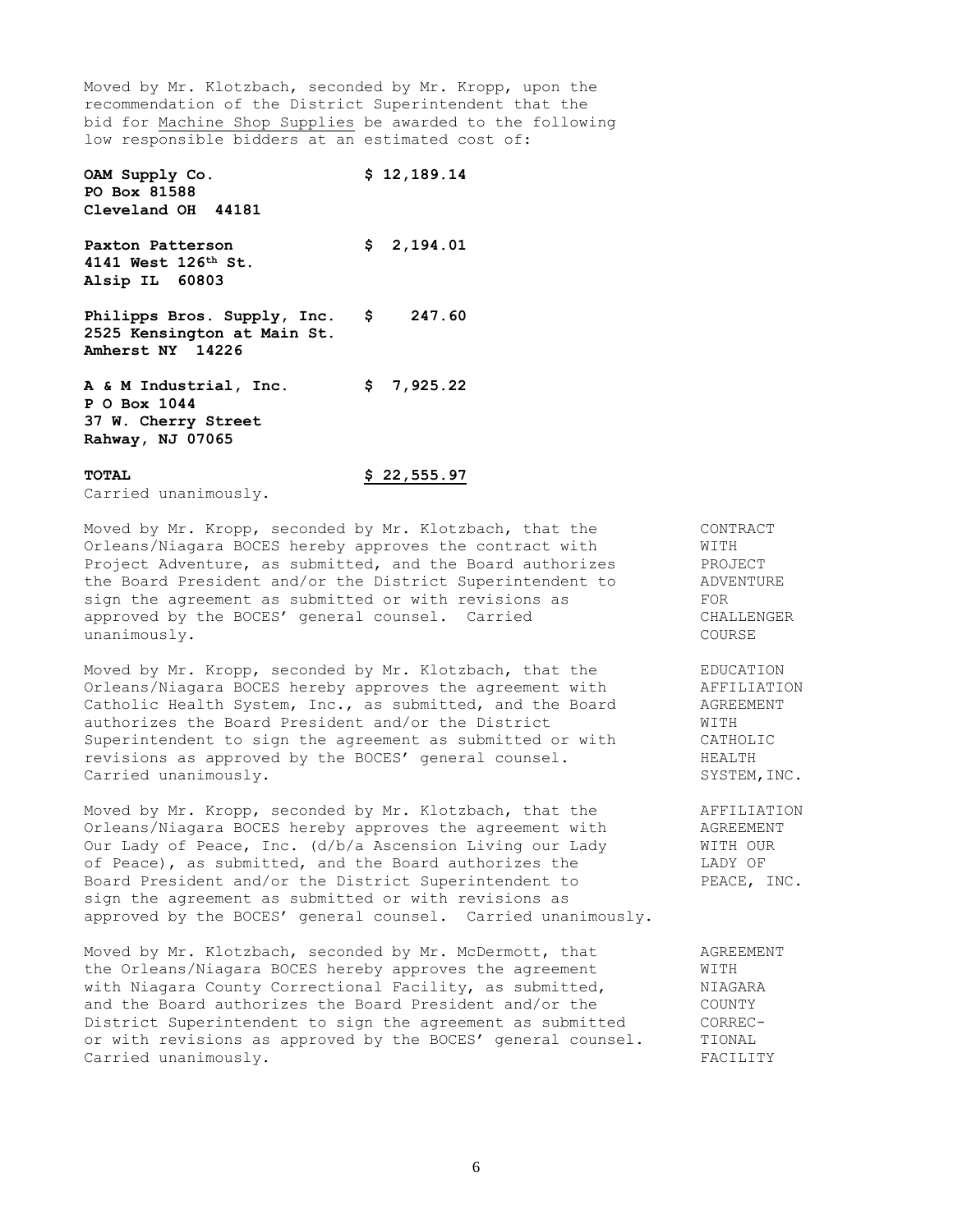Moved by Mr. Klotzbach, seconded by Mr. Kropp, upon the recommendation of the District Superintendent that the bid for Machine Shop Supplies be awarded to the following low responsible bidders at an estimated cost of:

| | |
|---|---|
| **OAM Supply Co.**<br>**PO Box 81588**<br>**Cleveland OH 44181** | **$ 12,189.14** |
| **Paxton Patterson**<br>**4141 West 126th St.**<br>**Alsip IL 60803** | **$ 2,194.01** |
| **Philipps Bros. Supply, Inc.**<br>**2525 Kensington at Main St.**<br>**Amherst NY 14226** | **$ 247.60** |
| **A & M Industrial, Inc.**<br>**P O Box 1044**<br>**37 W. Cherry Street**<br>**Rahway, NJ 07065** | **$ 7,925.22** |
| **TOTAL** | **$ 22,555.97** |

Carried unanimously.

**CONTRACT WITH PROJECT ADVENTURE FOR CHALLENGER COURSE**

Moved by Mr. Kropp, seconded by Mr. Klotzbach, that the Orleans/Niagara BOCES hereby approves the contract with Project Adventure, as submitted, and the Board authorizes the Board President and/or the District Superintendent to sign the agreement as submitted or with revisions as approved by the BOCES' general counsel. Carried unanimously.

**EDUCATION AFFILIATION AGREEMENT WITH CATHOLIC HEALTH SYSTEM, INC.**

Moved by Mr. Kropp, seconded by Mr. Klotzbach, that the Orleans/Niagara BOCES hereby approves the agreement with Catholic Health System, Inc., as submitted, and the Board authorizes the Board President and/or the District Superintendent to sign the agreement as submitted or with revisions as approved by the BOCES' general counsel. Carried unanimously.

**AFFILIATION AGREEMENT WITH OUR LADY OF PEACE, INC.**

Moved by Mr. Kropp, seconded by Mr. Klotzbach, that the Orleans/Niagara BOCES hereby approves the agreement with Our Lady of Peace, Inc. (d/b/a Ascension Living our Lady of Peace), as submitted, and the Board authorizes the Board President and/or the District Superintendent to sign the agreement as submitted or with revisions as approved by the BOCES' general counsel. Carried unanimously.

**AGREEMENT WITH NIAGARA COUNTY CORRECTIONAL FACILITY**

Moved by Mr. Klotzbach, seconded by Mr. McDermott, that the Orleans/Niagara BOCES hereby approves the agreement with Niagara County Correctional Facility, as submitted, and the Board authorizes the Board President and/or the District Superintendent to sign the agreement as submitted or with revisions as approved by the BOCES' general counsel. Carried unanimously.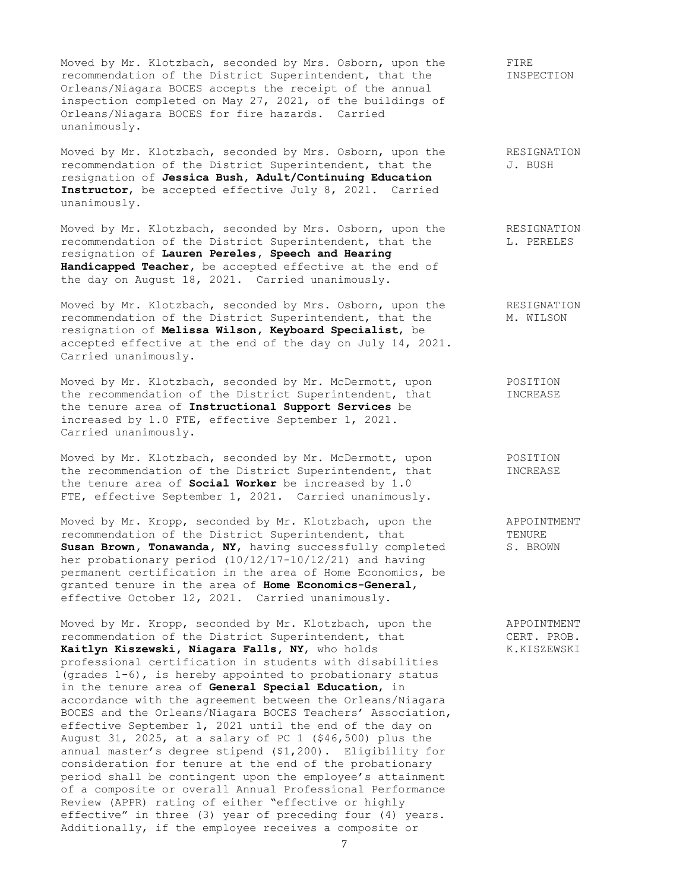Moved by Mr. Klotzbach, seconded by Mrs. Osborn, upon the recommendation of the District Superintendent, that the Orleans/Niagara BOCES accepts the receipt of the annual inspection completed on May 27, 2021, of the buildings of Orleans/Niagara BOCES for fire hazards. Carried unanimously.

FIRE INSPECTION

Moved by Mr. Klotzbach, seconded by Mrs. Osborn, upon the recommendation of the District Superintendent, that the resignation of **Jessica Bush, Adult/Continuing Education Instructor**, be accepted effective July 8, 2021. Carried unanimously.

RESIGNATION J. BUSH

Moved by Mr. Klotzbach, seconded by Mrs. Osborn, upon the recommendation of the District Superintendent, that the resignation of **Lauren Pereles, Speech and Hearing Handicapped Teacher**, be accepted effective at the end of the day on August 18, 2021. Carried unanimously.

RESIGNATION L. PERELES

Moved by Mr. Klotzbach, seconded by Mrs. Osborn, upon the recommendation of the District Superintendent, that the resignation of **Melissa Wilson, Keyboard Specialist**, be accepted effective at the end of the day on July 14, 2021. Carried unanimously.

RESIGNATION M. WILSON

Moved by Mr. Klotzbach, seconded by Mr. McDermott, upon the recommendation of the District Superintendent, that the tenure area of **Instructional Support Services** be increased by 1.0 FTE, effective September 1, 2021. Carried unanimously.

POSITION INCREASE

Moved by Mr. Klotzbach, seconded by Mr. McDermott, upon the recommendation of the District Superintendent, that the tenure area of **Social Worker** be increased by 1.0 FTE, effective September 1, 2021. Carried unanimously.

POSITION INCREASE

Moved by Mr. Kropp, seconded by Mr. Klotzbach, upon the recommendation of the District Superintendent, that **Susan Brown, Tonawanda, NY,** having successfully completed her probationary period (10/12/17-10/12/21) and having permanent certification in the area of Home Economics, be granted tenure in the area of **Home Economics-General**, effective October 12, 2021. Carried unanimously.

APPOINTMENT TENURE S. BROWN

Moved by Mr. Kropp, seconded by Mr. Klotzbach, upon the recommendation of the District Superintendent, that **Kaitlyn Kiszewski, Niagara Falls, NY,** who holds professional certification in students with disabilities (grades 1-6), is hereby appointed to probationary status in the tenure area of **General Special Education**, in accordance with the agreement between the Orleans/Niagara BOCES and the Orleans/Niagara BOCES Teachers' Association, effective September 1, 2021 until the end of the day on August 31, 2025, at a salary of PC 1 ($46,500) plus the annual master's degree stipend ($1,200). Eligibility for consideration for tenure at the end of the probationary period shall be contingent upon the employee's attainment of a composite or overall Annual Professional Performance Review (APPR) rating of either "effective or highly effective" in three (3) year of preceding four (4) years. Additionally, if the employee receives a composite or

APPOINTMENT CERT. PROB. K.KISZEWSKI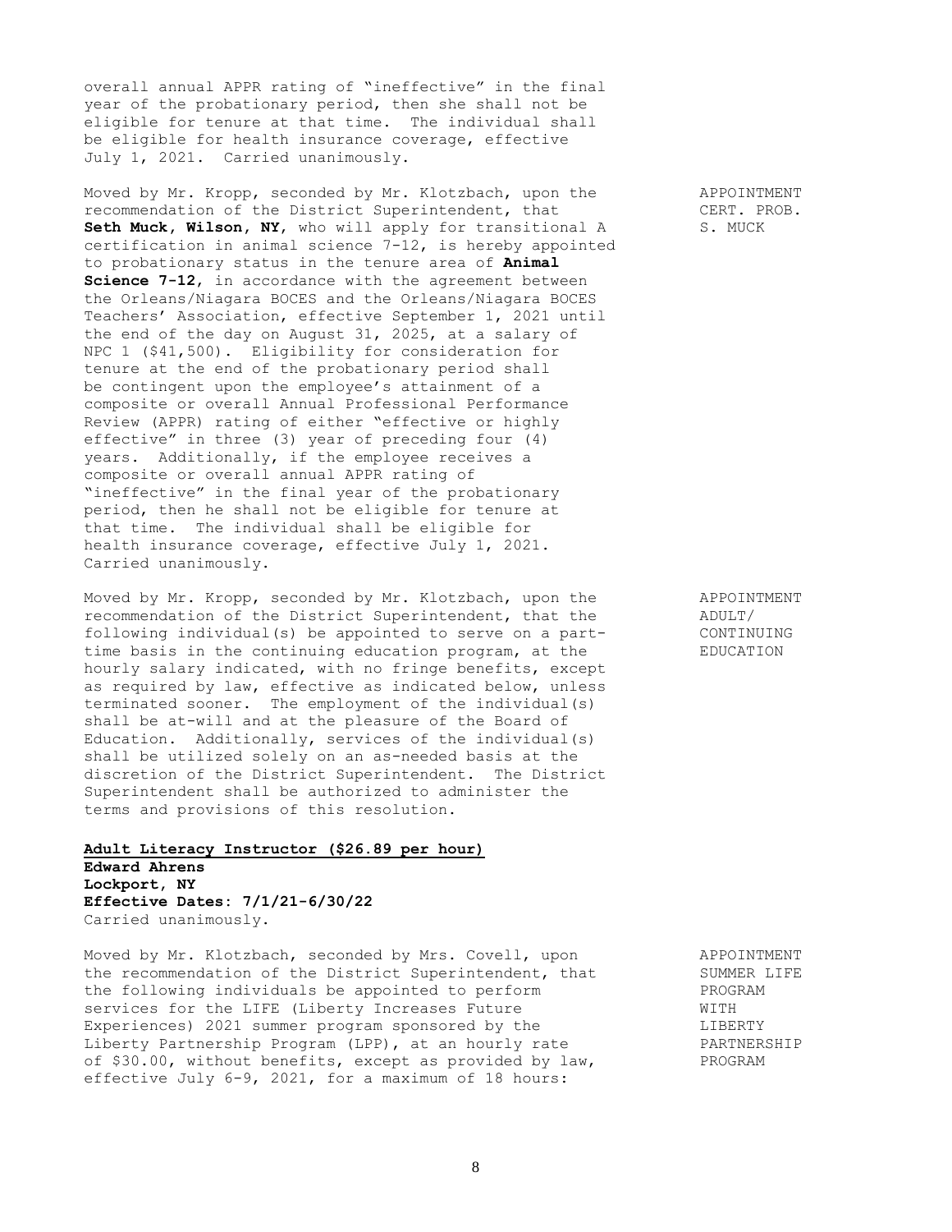overall annual APPR rating of "ineffective" in the final year of the probationary period, then she shall not be eligible for tenure at that time. The individual shall be eligible for health insurance coverage, effective July 1, 2021. Carried unanimously.

APPOINTMENT CERT. PROB. S. MUCK

Moved by Mr. Kropp, seconded by Mr. Klotzbach, upon the recommendation of the District Superintendent, that **Seth Muck, Wilson, NY**, who will apply for transitional A certification in animal science 7-12, is hereby appointed to probationary status in the tenure area of **Animal Science 7-12**, in accordance with the agreement between the Orleans/Niagara BOCES and the Orleans/Niagara BOCES Teachers' Association, effective September 1, 2021 until the end of the day on August 31, 2025, at a salary of NPC 1 ($41,500). Eligibility for consideration for tenure at the end of the probationary period shall be contingent upon the employee's attainment of a composite or overall Annual Professional Performance Review (APPR) rating of either "effective or highly effective" in three (3) year of preceding four (4) years. Additionally, if the employee receives a composite or overall annual APPR rating of "ineffective" in the final year of the probationary period, then he shall not be eligible for tenure at that time. The individual shall be eligible for health insurance coverage, effective July 1, 2021. Carried unanimously.

APPOINTMENT ADULT/ CONTINUING EDUCATION

Moved by Mr. Kropp, seconded by Mr. Klotzbach, upon the recommendation of the District Superintendent, that the following individual(s) be appointed to serve on a part-time basis in the continuing education program, at the hourly salary indicated, with no fringe benefits, except as required by law, effective as indicated below, unless terminated sooner. The employment of the individual(s) shall be at-will and at the pleasure of the Board of Education. Additionally, services of the individual(s) shall be utilized solely on an as-needed basis at the discretion of the District Superintendent. The District Superintendent shall be authorized to administer the terms and provisions of this resolution.

**Adult Literacy Instructor ($26.89 per hour)**
**Edward Ahrens**
**Lockport, NY**
**Effective Dates: 7/1/21-6/30/22**
Carried unanimously.

APPOINTMENT SUMMER LIFE PROGRAM WITH LIBERTY PARTNERSHIP PROGRAM

Moved by Mr. Klotzbach, seconded by Mrs. Covell, upon the recommendation of the District Superintendent, that the following individuals be appointed to perform services for the LIFE (Liberty Increases Future Experiences) 2021 summer program sponsored by the Liberty Partnership Program (LPP), at an hourly rate of $30.00, without benefits, except as provided by law, effective July 6-9, 2021, for a maximum of 18 hours: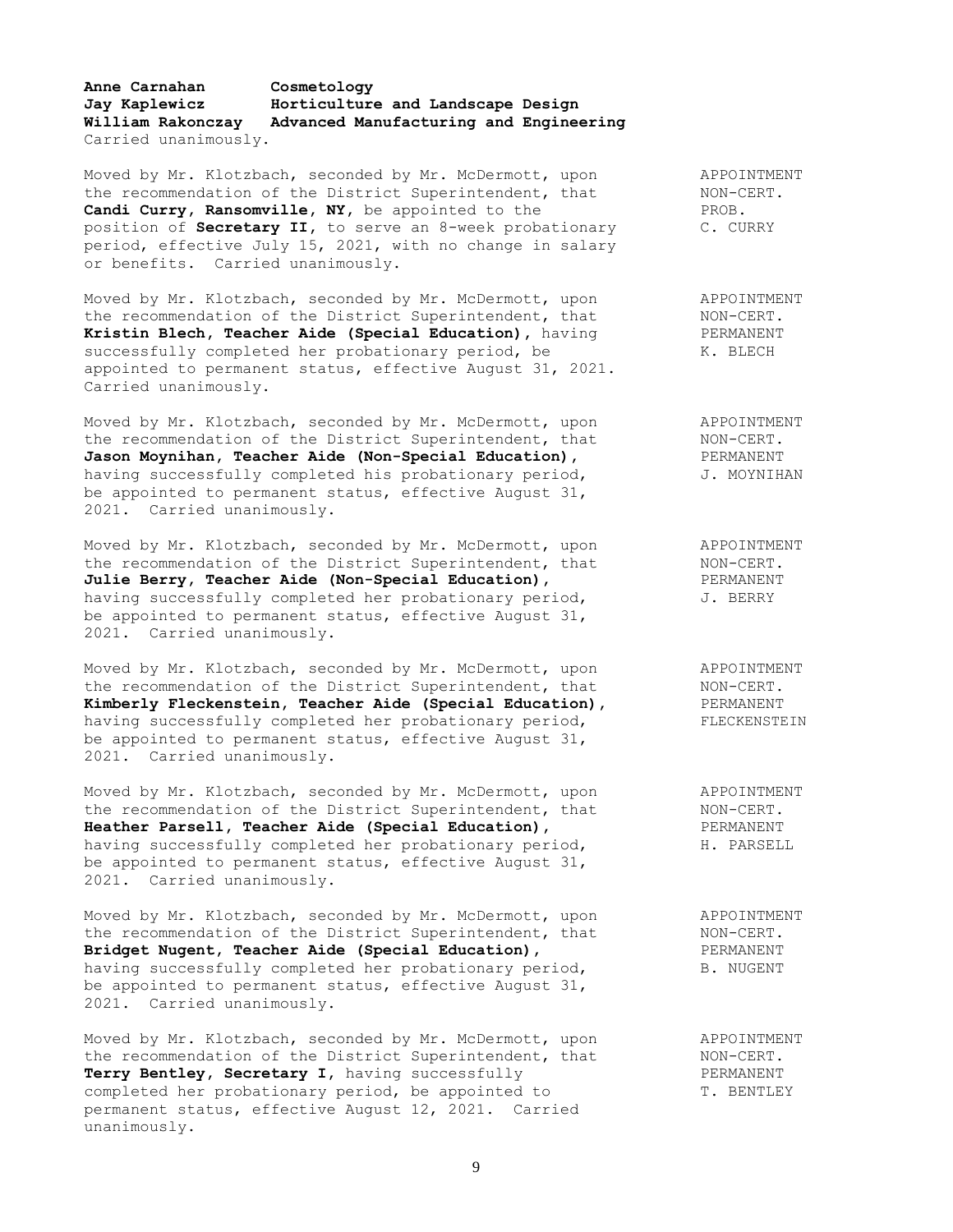**Anne Carnahan** **Cosmetology**
**Jay Kaplewicz** **Horticulture and Landscape Design**
**William Rakonczay** **Advanced Manufacturing and Engineering**
Carried unanimously.

Moved by Mr. Klotzbach, seconded by Mr. McDermott, upon the recommendation of the District Superintendent, that **Candi Curry, Ransomville, NY,** be appointed to the position of **Secretary II,** to serve an 8-week probationary period, effective July 15, 2021, with no change in salary or benefits. Carried unanimously.

APPOINTMENT
NON-CERT.
PROB.
C. CURRY

Moved by Mr. Klotzbach, seconded by Mr. McDermott, upon the recommendation of the District Superintendent, that **Kristin Blech, Teacher Aide (Special Education),** having successfully completed her probationary period, be appointed to permanent status, effective August 31, 2021. Carried unanimously.

APPOINTMENT
NON-CERT.
PERMANENT
K. BLECH

Moved by Mr. Klotzbach, seconded by Mr. McDermott, upon the recommendation of the District Superintendent, that **Jason Moynihan, Teacher Aide (Non-Special Education),** having successfully completed his probationary period, be appointed to permanent status, effective August 31, 2021. Carried unanimously.

APPOINTMENT
NON-CERT.
PERMANENT
J. MOYNIHAN

Moved by Mr. Klotzbach, seconded by Mr. McDermott, upon the recommendation of the District Superintendent, that **Julie Berry, Teacher Aide (Non-Special Education),** having successfully completed her probationary period, be appointed to permanent status, effective August 31, 2021. Carried unanimously.

APPOINTMENT
NON-CERT.
PERMANENT
J. BERRY

Moved by Mr. Klotzbach, seconded by Mr. McDermott, upon the recommendation of the District Superintendent, that **Kimberly Fleckenstein, Teacher Aide (Special Education),** having successfully completed her probationary period, be appointed to permanent status, effective August 31, 2021. Carried unanimously.

APPOINTMENT
NON-CERT.
PERMANENT
FLECKENSTEIN

Moved by Mr. Klotzbach, seconded by Mr. McDermott, upon the recommendation of the District Superintendent, that **Heather Parsell, Teacher Aide (Special Education),** having successfully completed her probationary period, be appointed to permanent status, effective August 31, 2021. Carried unanimously.

APPOINTMENT
NON-CERT.
PERMANENT
H. PARSELL

Moved by Mr. Klotzbach, seconded by Mr. McDermott, upon the recommendation of the District Superintendent, that **Bridget Nugent, Teacher Aide (Special Education),** having successfully completed her probationary period, be appointed to permanent status, effective August 31, 2021. Carried unanimously.

APPOINTMENT
NON-CERT.
PERMANENT
B. NUGENT

Moved by Mr. Klotzbach, seconded by Mr. McDermott, upon the recommendation of the District Superintendent, that **Terry Bentley, Secretary I,** having successfully completed her probationary period, be appointed to permanent status, effective August 12, 2021. Carried unanimously.

APPOINTMENT
NON-CERT.
PERMANENT
T. BENTLEY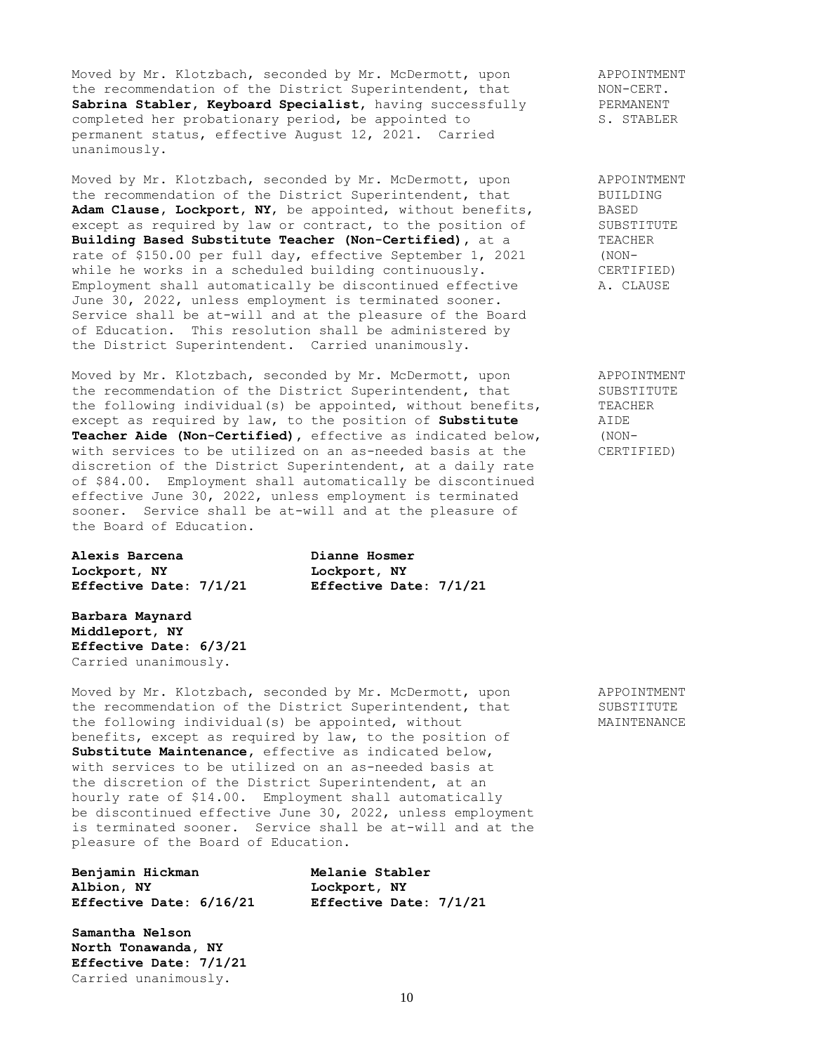Moved by Mr. Klotzbach, seconded by Mr. McDermott, upon the recommendation of the District Superintendent, that **Sabrina Stabler, Keyboard Specialist**, having successfully completed her probationary period, be appointed to permanent status, effective August 12, 2021. Carried unanimously.

APPOINTMENT NON-CERT. PERMANENT S. STABLER

Moved by Mr. Klotzbach, seconded by Mr. McDermott, upon the recommendation of the District Superintendent, that **Adam Clause, Lockport, NY**, be appointed, without benefits, except as required by law or contract, to the position of **Building Based Substitute Teacher (Non-Certified)**, at a rate of $150.00 per full day, effective September 1, 2021 while he works in a scheduled building continuously. Employment shall automatically be discontinued effective June 30, 2022, unless employment is terminated sooner. Service shall be at-will and at the pleasure of the Board of Education. This resolution shall be administered by the District Superintendent. Carried unanimously.

APPOINTMENT BUILDING BASED SUBSTITUTE TEACHER (NON-CERTIFIED) A. CLAUSE

Moved by Mr. Klotzbach, seconded by Mr. McDermott, upon the recommendation of the District Superintendent, that the following individual(s) be appointed, without benefits, except as required by law, to the position of **Substitute Teacher Aide (Non-Certified)**, effective as indicated below, with services to be utilized on an as-needed basis at the discretion of the District Superintendent, at a daily rate of $84.00. Employment shall automatically be discontinued effective June 30, 2022, unless employment is terminated sooner. Service shall be at-will and at the pleasure of the Board of Education.

APPOINTMENT SUBSTITUTE TEACHER AIDE (NON-CERTIFIED)

**Alexis Barcena**
**Lockport, NY**
**Effective Date: 7/1/21**

**Dianne Hosmer**
**Lockport, NY**
**Effective Date: 7/1/21**

**Barbara Maynard**
**Middleport, NY**
**Effective Date: 6/3/21**

Carried unanimously.

Moved by Mr. Klotzbach, seconded by Mr. McDermott, upon the recommendation of the District Superintendent, that the following individual(s) be appointed, without benefits, except as required by law, to the position of **Substitute Maintenance**, effective as indicated below, with services to be utilized on an as-needed basis at the discretion of the District Superintendent, at an hourly rate of $14.00. Employment shall automatically be discontinued effective June 30, 2022, unless employment is terminated sooner. Service shall be at-will and at the pleasure of the Board of Education.

APPOINTMENT SUBSTITUTE MAINTENANCE

**Benjamin Hickman**
**Albion, NY**
**Effective Date: 6/16/21**

**Melanie Stabler**
**Lockport, NY**
**Effective Date: 7/1/21**

**Samantha Nelson**
**North Tonawanda, NY**
**Effective Date: 7/1/21**

Carried unanimously.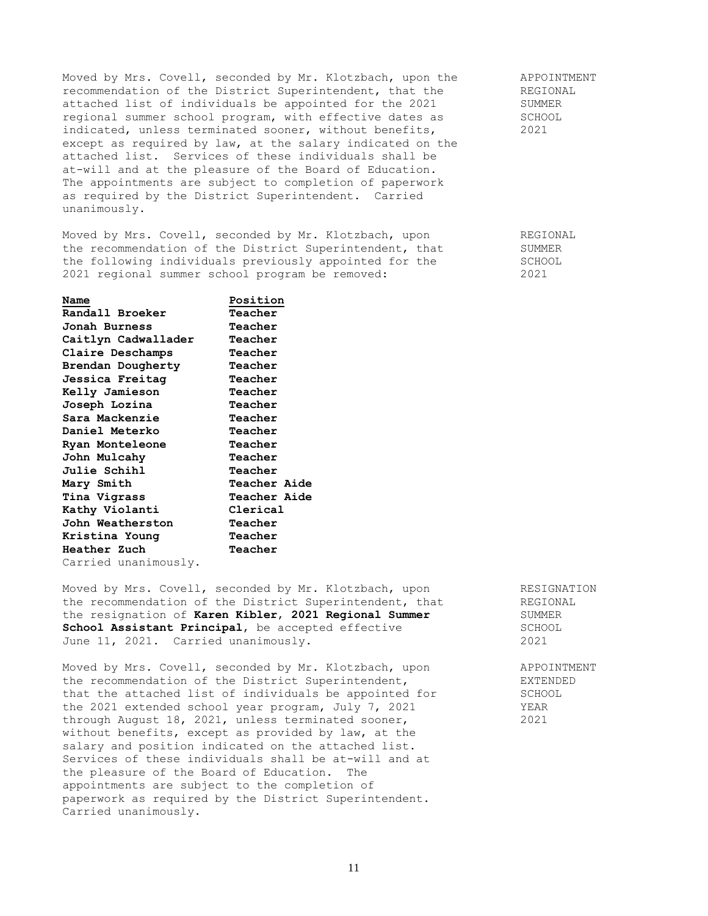Moved by Mrs. Covell, seconded by Mr. Klotzbach, upon the recommendation of the District Superintendent, that the attached list of individuals be appointed for the 2021 regional summer school program, with effective dates as indicated, unless terminated sooner, without benefits, except as required by law, at the salary indicated on the attached list. Services of these individuals shall be at-will and at the pleasure of the Board of Education. The appointments are subject to completion of paperwork as required by the District Superintendent. Carried unanimously.

APPOINTMENT REGIONAL SUMMER SCHOOL 2021

Moved by Mrs. Covell, seconded by Mr. Klotzbach, upon the recommendation of the District Superintendent, that the following individuals previously appointed for the 2021 regional summer school program be removed:

REGIONAL SUMMER SCHOOL 2021

| **Name** | **Position** |
|---|---|
| **Randall Broeker** | **Teacher** |
| **Jonah Burness** | **Teacher** |
| **Caitlyn Cadwallader** | **Teacher** |
| **Claire Deschamps** | **Teacher** |
| **Brendan Dougherty** | **Teacher** |
| **Jessica Freitag** | **Teacher** |
| **Kelly Jamieson** | **Teacher** |
| **Joseph Lozina** | **Teacher** |
| **Sara Mackenzie** | **Teacher** |
| **Daniel Meterko** | **Teacher** |
| **Ryan Monteleone** | **Teacher** |
| **John Mulcahy** | **Teacher** |
| **Julie Schihl** | **Teacher** |
| **Mary Smith** | **Teacher Aide** |
| **Tina Vigrass** | **Teacher Aide** |
| **Kathy Violanti** | **Clerical** |
| **John Weatherston** | **Teacher** |
| **Kristina Young** | **Teacher** |
| **Heather Zuch** | **Teacher** |

Carried unanimously.

Moved by Mrs. Covell, seconded by Mr. Klotzbach, upon the recommendation of the District Superintendent, that the resignation of **Karen Kibler, 2021 Regional Summer School Assistant Principal**, be accepted effective June 11, 2021. Carried unanimously.

RESIGNATION REGIONAL SUMMER SCHOOL 2021

Moved by Mrs. Covell, seconded by Mr. Klotzbach, upon the recommendation of the District Superintendent, that the attached list of individuals be appointed for the 2021 extended school year program, July 7, 2021 through August 18, 2021, unless terminated sooner, without benefits, except as provided by law, at the salary and position indicated on the attached list. Services of these individuals shall be at-will and at the pleasure of the Board of Education. The appointments are subject to the completion of paperwork as required by the District Superintendent. Carried unanimously.

APPOINTMENT EXTENDED SCHOOL YEAR 2021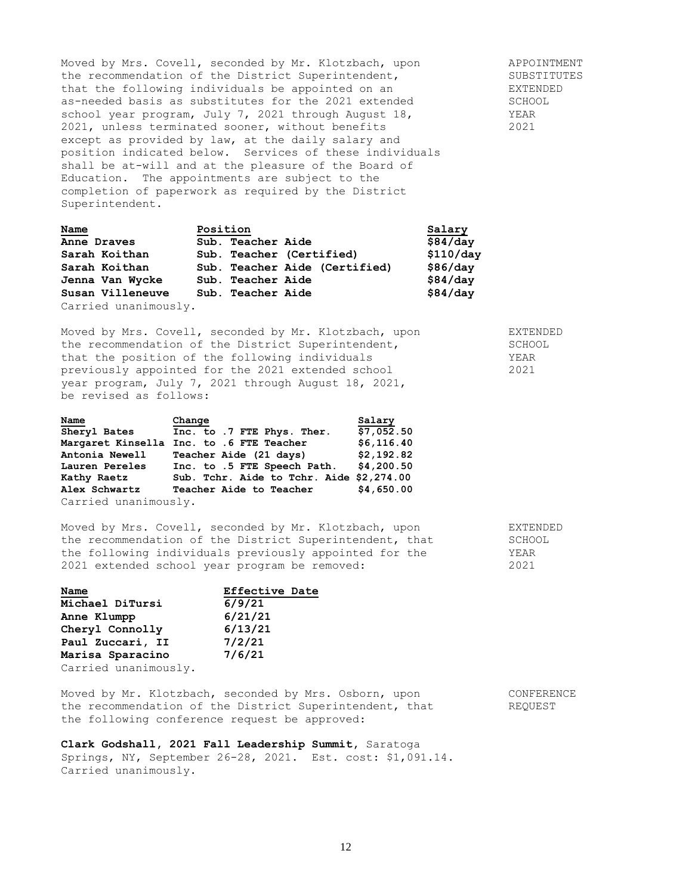Moved by Mrs. Covell, seconded by Mr. Klotzbach, upon the recommendation of the District Superintendent, that the following individuals be appointed on an as-needed basis as substitutes for the 2021 extended school year program, July 7, 2021 through August 18, 2021, unless terminated sooner, without benefits except as provided by law, at the daily salary and position indicated below. Services of these individuals shall be at-will and at the pleasure of the Board of Education. The appointments are subject to the completion of paperwork as required by the District Superintendent.

APPOINTMENT SUBSTITUTES EXTENDED SCHOOL YEAR 2021

| Name | Position | Salary |
|---|---|---|
| **Anne Draves** | **Sub. Teacher Aide** | **$84/day** |
| **Sarah Koithan** | **Sub. Teacher (Certified)** | **$110/day** |
| **Sarah Koithan** | **Sub. Teacher Aide (Certified)** | **$86/day** |
| **Jenna Van Wycke** | **Sub. Teacher Aide** | **$84/day** |
| **Susan Villeneuve** | **Sub. Teacher Aide** | **$84/day** |

Carried unanimously.

Moved by Mrs. Covell, seconded by Mr. Klotzbach, upon the recommendation of the District Superintendent, that the position of the following individuals previously appointed for the 2021 extended school year program, July 7, 2021 through August 18, 2021, be revised as follows:

EXTENDED SCHOOL YEAR 2021

| Name | Change | Salary |
|---|---|---|
| **Sheryl Bates** | **Inc. to .7 FTE Phys. Ther.** | **$7,052.50** |
| **Margaret Kinsella** | **Inc. to .6 FTE Teacher** | **$6,116.40** |
| **Antonia Newell** | **Teacher Aide (21 days)** | **$2,192.82** |
| **Lauren Pereles** | **Inc. to .5 FTE Speech Path.** | **$4,200.50** |
| **Kathy Raetz** | **Sub. Tchr. Aide to Tchr. Aide** | **$2,274.00** |
| **Alex Schwartz** | **Teacher Aide to Teacher** | **$4,650.00** |

Carried unanimously.

Moved by Mrs. Covell, seconded by Mr. Klotzbach, upon the recommendation of the District Superintendent, that the following individuals previously appointed for the 2021 extended school year program be removed:

EXTENDED SCHOOL YEAR 2021

| Name | Effective Date |
|---|---|
| **Michael DiTursi** | **6/9/21** |
| **Anne Klumpp** | **6/21/21** |
| **Cheryl Connolly** | **6/13/21** |
| **Paul Zuccari, II** | **7/2/21** |
| **Marisa Sparacino** | **7/6/21** |

Carried unanimously.

Moved by Mr. Klotzbach, seconded by Mrs. Osborn, upon the recommendation of the District Superintendent, that the following conference request be approved:

CONFERENCE REQUEST

**Clark Godshall, 2021 Fall Leadership Summit**, Saratoga Springs, NY, September 26-28, 2021. Est. cost: $1,091.14. Carried unanimously.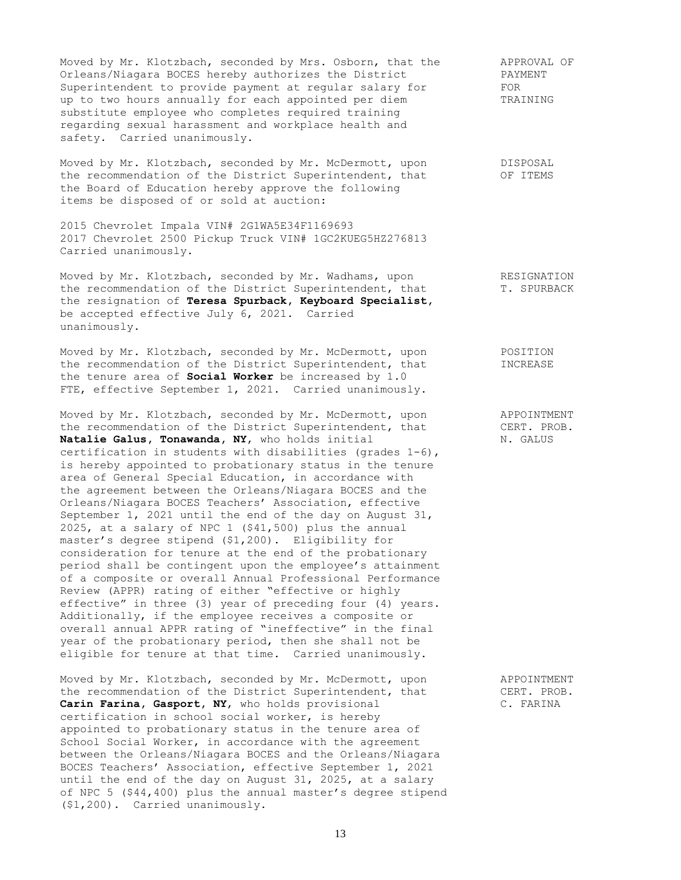Moved by Mr. Klotzbach, seconded by Mrs. Osborn, that the Orleans/Niagara BOCES hereby authorizes the District Superintendent to provide payment at regular salary for up to two hours annually for each appointed per diem substitute employee who completes required training regarding sexual harassment and workplace health and safety. Carried unanimously.

APPROVAL OF PAYMENT FOR TRAINING

Moved by Mr. Klotzbach, seconded by Mr. McDermott, upon the recommendation of the District Superintendent, that the Board of Education hereby approve the following items be disposed of or sold at auction:

DISPOSAL OF ITEMS

2015 Chevrolet Impala VIN# 2G1WA5E34F1169693
2017 Chevrolet 2500 Pickup Truck VIN# 1GC2KUEG5HZ276813
Carried unanimously.

Moved by Mr. Klotzbach, seconded by Mr. Wadhams, upon the recommendation of the District Superintendent, that the resignation of **Teresa Spurback, Keyboard Specialist**, be accepted effective July 6, 2021. Carried unanimously.

RESIGNATION T. SPURBACK

Moved by Mr. Klotzbach, seconded by Mr. McDermott, upon the recommendation of the District Superintendent, that the tenure area of **Social Worker** be increased by 1.0 FTE, effective September 1, 2021. Carried unanimously.

POSITION INCREASE

Moved by Mr. Klotzbach, seconded by Mr. McDermott, upon the recommendation of the District Superintendent, that **Natalie Galus, Tonawanda, NY**, who holds initial certification in students with disabilities (grades 1-6), is hereby appointed to probationary status in the tenure area of General Special Education, in accordance with the agreement between the Orleans/Niagara BOCES and the Orleans/Niagara BOCES Teachers' Association, effective September 1, 2021 until the end of the day on August 31, 2025, at a salary of NPC 1 ($41,500) plus the annual master's degree stipend ($1,200). Eligibility for consideration for tenure at the end of the probationary period shall be contingent upon the employee's attainment of a composite or overall Annual Professional Performance Review (APPR) rating of either "effective or highly effective" in three (3) year of preceding four (4) years. Additionally, if the employee receives a composite or overall annual APPR rating of "ineffective" in the final year of the probationary period, then she shall not be eligible for tenure at that time. Carried unanimously.

APPOINTMENT CERT. PROB. N. GALUS

Moved by Mr. Klotzbach, seconded by Mr. McDermott, upon the recommendation of the District Superintendent, that **Carin Farina, Gasport, NY**, who holds provisional certification in school social worker, is hereby appointed to probationary status in the tenure area of School Social Worker, in accordance with the agreement between the Orleans/Niagara BOCES and the Orleans/Niagara BOCES Teachers' Association, effective September 1, 2021 until the end of the day on August 31, 2025, at a salary of NPC 5 ($44,400) plus the annual master's degree stipend ($1,200). Carried unanimously.

APPOINTMENT CERT. PROB. C. FARINA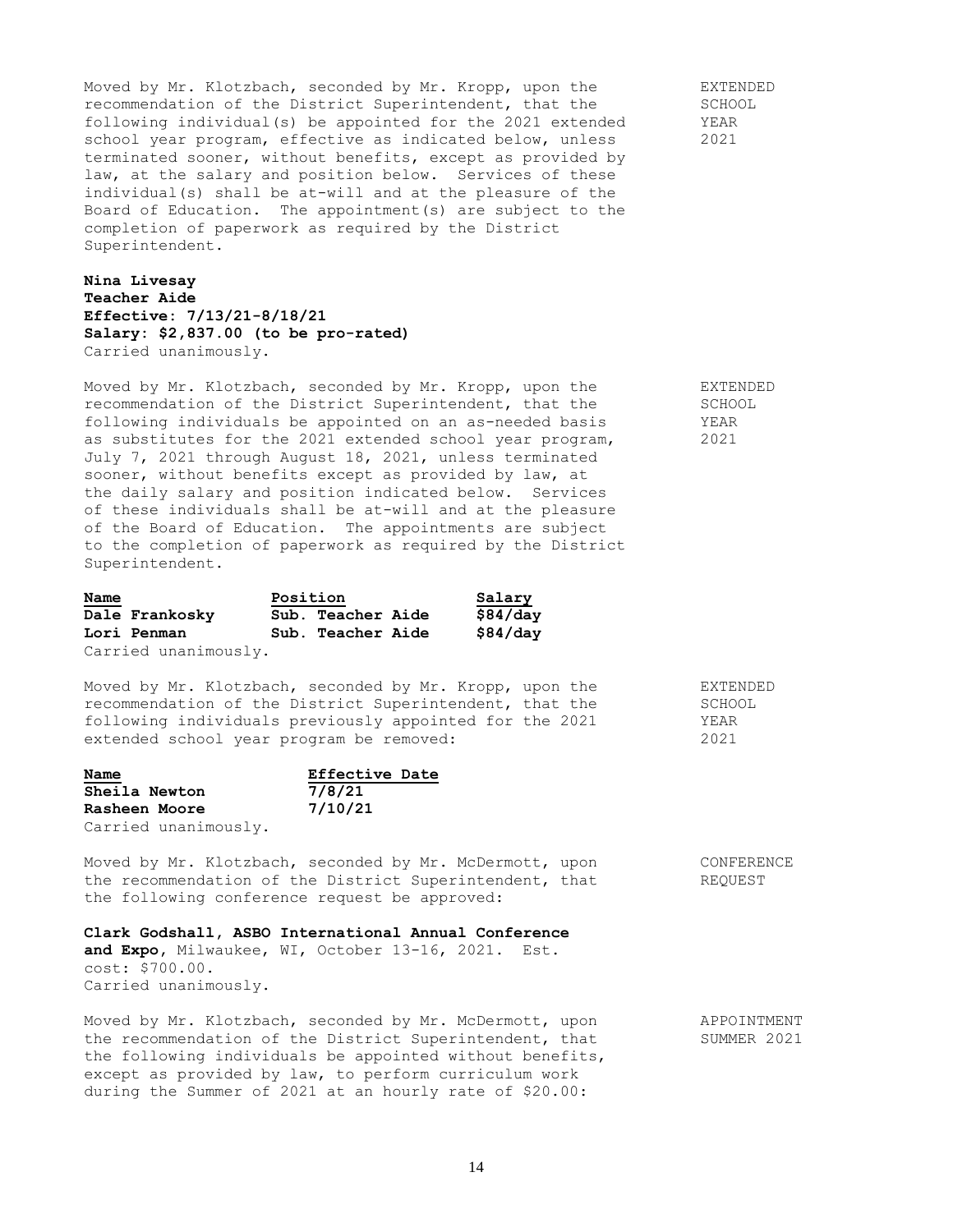Moved by Mr. Klotzbach, seconded by Mr. Kropp, upon the recommendation of the District Superintendent, that the following individual(s) be appointed for the 2021 extended school year program, effective as indicated below, unless terminated sooner, without benefits, except as provided by law, at the salary and position below. Services of these individual(s) shall be at-will and at the pleasure of the Board of Education. The appointment(s) are subject to the completion of paperwork as required by the District Superintendent.

EXTENDED SCHOOL YEAR 2021

**Nina Livesay**
**Teacher Aide**
**Effective: 7/13/21-8/18/21**
**Salary: $2,837.00 (to be pro-rated)**
Carried unanimously.

Moved by Mr. Klotzbach, seconded by Mr. Kropp, upon the recommendation of the District Superintendent, that the following individuals be appointed on an as-needed basis as substitutes for the 2021 extended school year program, July 7, 2021 through August 18, 2021, unless terminated sooner, without benefits except as provided by law, at the daily salary and position indicated below. Services of these individuals shall be at-will and at the pleasure of the Board of Education. The appointments are subject to the completion of paperwork as required by the District Superintendent.

EXTENDED SCHOOL YEAR 2021

| Name | Position | Salary |
|---|---|---|
| **Dale Frankosky** | **Sub. Teacher Aide** | **$84/day** |
| **Lori Penman** | **Sub. Teacher Aide** | **$84/day** |

Carried unanimously.

Moved by Mr. Klotzbach, seconded by Mr. Kropp, upon the recommendation of the District Superintendent, that the following individuals previously appointed for the 2021 extended school year program be removed:

EXTENDED SCHOOL YEAR 2021

| Name | Effective Date |
|---|---|
| **Sheila Newton** | **7/8/21** |
| **Rasheen Moore** | **7/10/21** |

Carried unanimously.

Moved by Mr. Klotzbach, seconded by Mr. McDermott, upon the recommendation of the District Superintendent, that the following conference request be approved:

CONFERENCE REQUEST

**Clark Godshall, ASBO International Annual Conference and Expo**, Milwaukee, WI, October 13-16, 2021. Est. cost: $700.00.
Carried unanimously.

Moved by Mr. Klotzbach, seconded by Mr. McDermott, upon the recommendation of the District Superintendent, that the following individuals be appointed without benefits, except as provided by law, to perform curriculum work during the Summer of 2021 at an hourly rate of $20.00:

APPOINTMENT SUMMER 2021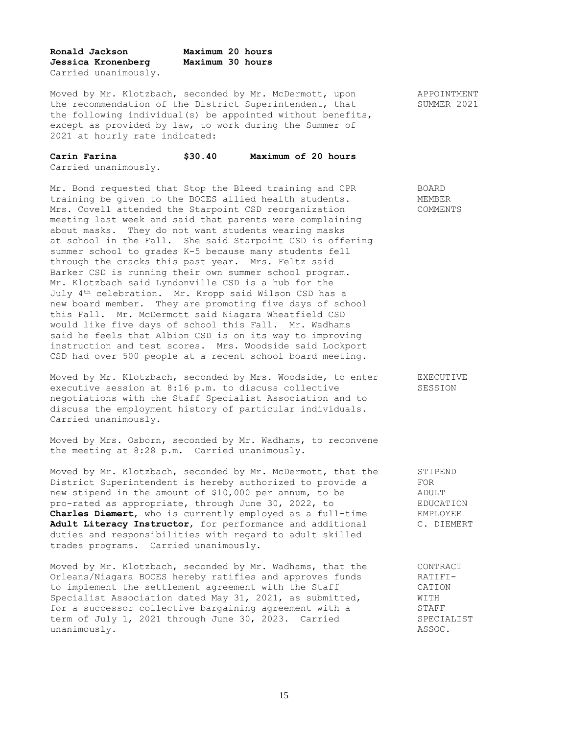**Ronald Jackson** **Maximum 20 hours**
**Jessica Kronenberg** **Maximum 30 hours**
Carried unanimously.

APPOINTMENT SUMMER 2021

Moved by Mr. Klotzbach, seconded by Mr. McDermott, upon the recommendation of the District Superintendent, that the following individual(s) be appointed without benefits, except as provided by law, to work during the Summer of 2021 at hourly rate indicated:

**Carin Farina** **$30.40** **Maximum of 20 hours**
Carried unanimously.

BOARD MEMBER COMMENTS

Mr. Bond requested that Stop the Bleed training and CPR training be given to the BOCES allied health students. Mrs. Covell attended the Starpoint CSD reorganization meeting last week and said that parents were complaining about masks. They do not want students wearing masks at school in the Fall. She said Starpoint CSD is offering summer school to grades K-5 because many students fell through the cracks this past year. Mrs. Feltz said Barker CSD is running their own summer school program. Mr. Klotzbach said Lyndonville CSD is a hub for the July 4th celebration. Mr. Kropp said Wilson CSD has a new board member. They are promoting five days of school this Fall. Mr. McDermott said Niagara Wheatfield CSD would like five days of school this Fall. Mr. Wadhams said he feels that Albion CSD is on its way to improving instruction and test scores. Mrs. Woodside said Lockport CSD had over 500 people at a recent school board meeting.

EXECUTIVE SESSION

Moved by Mr. Klotzbach, seconded by Mrs. Woodside, to enter executive session at 8:16 p.m. to discuss collective negotiations with the Staff Specialist Association and to discuss the employment history of particular individuals. Carried unanimously.

Moved by Mrs. Osborn, seconded by Mr. Wadhams, to reconvene the meeting at 8:28 p.m. Carried unanimously.

STIPEND FOR ADULT EDUCATION EMPLOYEE C. DIEMERT

Moved by Mr. Klotzbach, seconded by Mr. McDermott, that the District Superintendent is hereby authorized to provide a new stipend in the amount of $10,000 per annum, to be pro-rated as appropriate, through June 30, 2022, to **Charles Diemert**, who is currently employed as a full-time **Adult Literacy Instructor**, for performance and additional duties and responsibilities with regard to adult skilled trades programs. Carried unanimously.

CONTRACT RATIFICATION WITH STAFF SPECIALIST ASSOC.

Moved by Mr. Klotzbach, seconded by Mr. Wadhams, that the Orleans/Niagara BOCES hereby ratifies and approves funds to implement the settlement agreement with the Staff Specialist Association dated May 31, 2021, as submitted, for a successor collective bargaining agreement with a term of July 1, 2021 through June 30, 2023. Carried unanimously.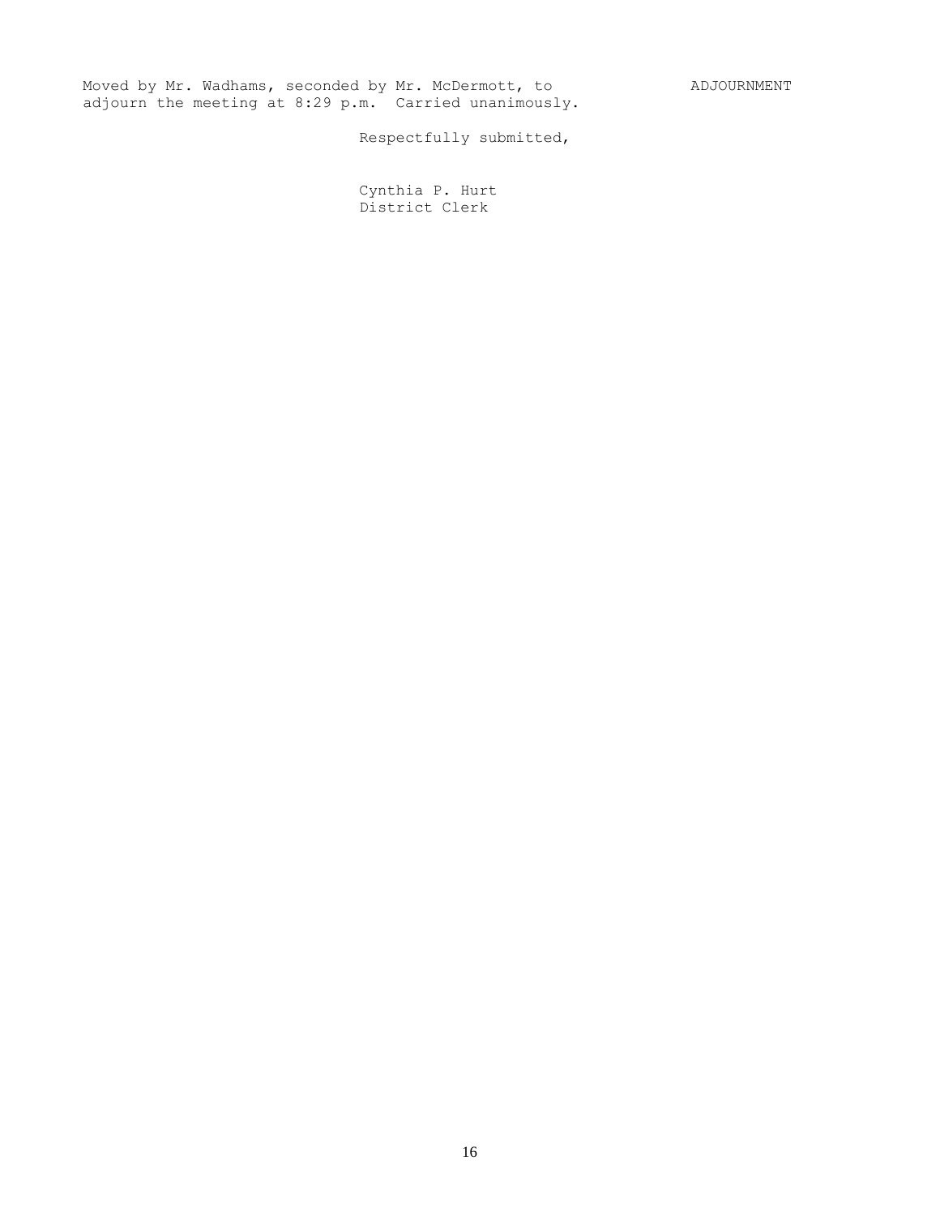Moved by Mr. Wadhams, seconded by Mr. McDermott, to adjourn the meeting at 8:29 p.m. Carried unanimously. ADJOURNMENT

Respectfully submitted,

Cynthia P. Hurt
District Clerk